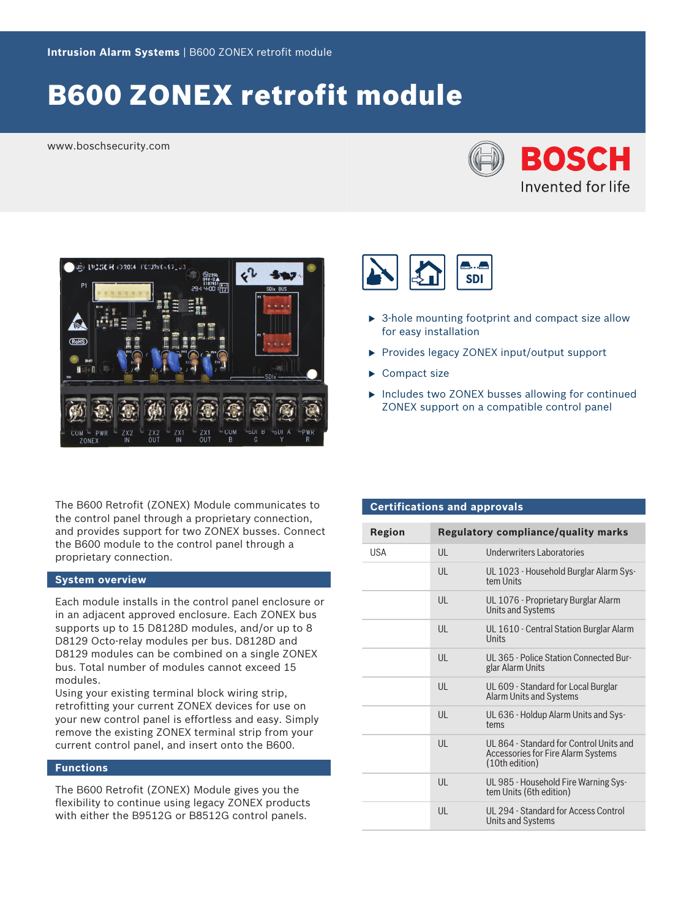Intrusion Alarm Systems | B600 ZONEX retrofit module

# B600 ZONEX retrofit module

www.boschsecurity.com

- 3-hole mounting footprint and compact size allow for easy installation
- Provides legacy ZONEX input/output support
- Compact size
- Includes two ZONEX busses allowing for continued ZONEX support on a compatible control panel

The B600 Retrofit (ZONEX) Module communicates to the control panel through a proprietary connection, and provides support for two ZONEX busses. Connect the B600 module to the control panel through a proprietary connection.

## System overview

Each module installs in the control panel enclosure or in an adjacent approved enclosure. Each ZONEX bus supports up to 15 D8128D modules, and/or up to 8 D8129 Octo-relay modules per bus. D8128D and D8129 modules can be combined on a single ZONEX bus. Total number of modules cannot exceed 15 modules.
Using your existing terminal block wiring strip, retrofitting your current ZONEX devices for use on your new control panel is effortless and easy. Simply remove the existing ZONEX terminal strip from your current control panel, and insert onto the B600.

## Functions

The B600 Retrofit (ZONEX) Module gives you the flexibility to continue using legacy ZONEX products with either the B9512G or B8512G control panels.

## Certifications and approvals

| Region | Regulatory compliance/quality marks | |
|---|---|---|
| USA | UL | Underwriters Laboratories |
| | UL | UL 1023 - Household Burglar Alarm System Units |
| | UL | UL 1076 - Proprietary Burglar Alarm Units and Systems |
| | UL | UL 1610 - Central Station Burglar Alarm Units |
| | UL | UL 365 - Police Station Connected Burglar Alarm Units |
| | UL | UL 609 - Standard for Local Burglar Alarm Units and Systems |
| | UL | UL 636 - Holdup Alarm Units and Systems |
| | UL | UL 864 - Standard for Control Units and Accessories for Fire Alarm Systems (10th edition) |
| | UL | UL 985 - Household Fire Warning System Units (6th edition) |
| | UL | UL 294 - Standard for Access Control Units and Systems |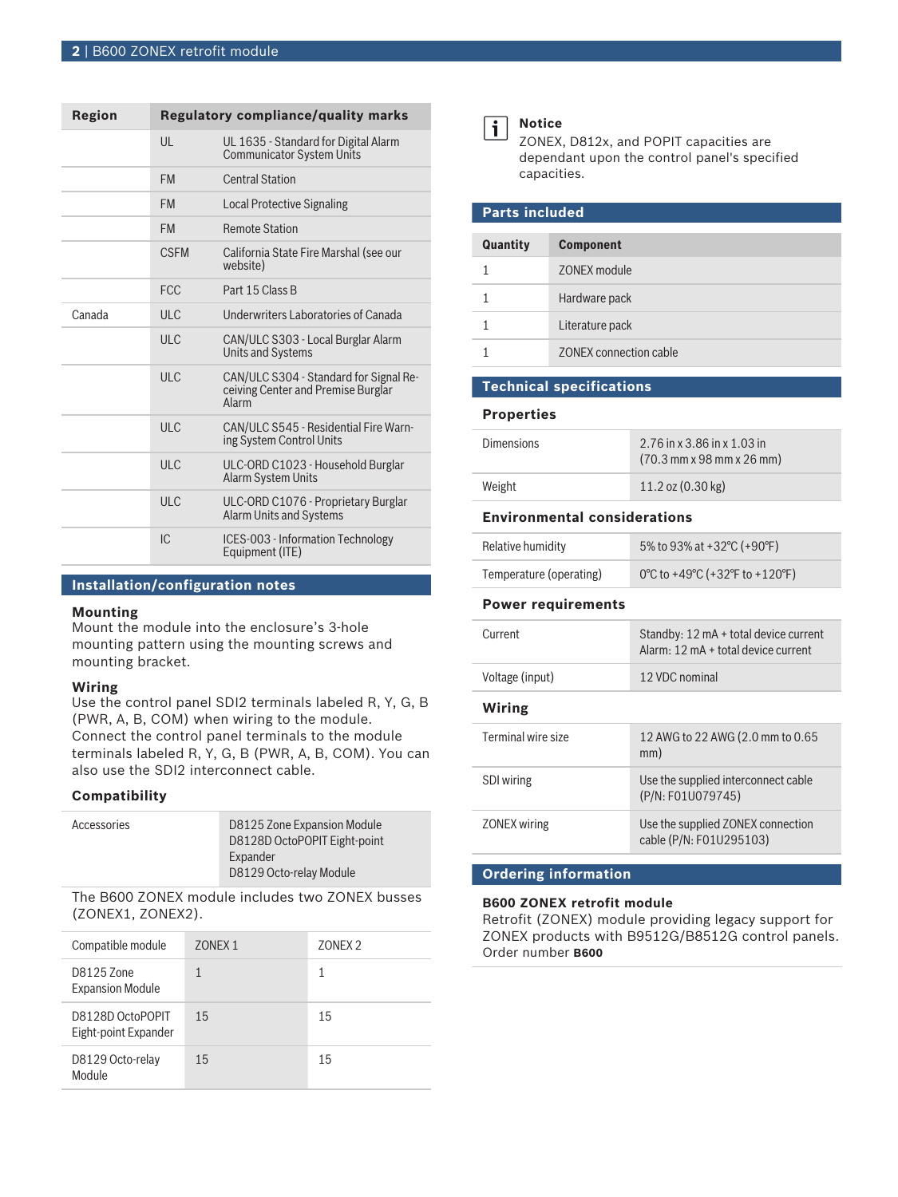| Region | Regulatory compliance/quality marks | |
|---|---|---|
| | UL | UL 1635 - Standard for Digital Alarm Communicator System Units |
| | FM | Central Station |
| | FM | Local Protective Signaling |
| | FM | Remote Station |
| | CSFM | California State Fire Marshal (see our website) |
| | FCC | Part 15 Class B |
| Canada | ULC | Underwriters Laboratories of Canada |
| | ULC | CAN/ULC S303 - Local Burglar Alarm Units and Systems |
| | ULC | CAN/ULC S304 - Standard for Signal Receiving Center and Premise Burglar Alarm |
| | ULC | CAN/ULC S545 - Residential Fire Warning System Control Units |
| | ULC | ULC-ORD C1023 - Household Burglar Alarm System Units |
| | ULC | ULC-ORD C1076 - Proprietary Burglar Alarm Units and Systems |
| | IC | ICES-003 - Information Technology Equipment (ITE) |

## Installation/configuration notes

### Mounting

Mount the module into the enclosure's 3-hole mounting pattern using the mounting screws and mounting bracket.

### Wiring

Use the control panel SDI2 terminals labeled R, Y, G, B (PWR, A, B, COM) when wiring to the module. Connect the control panel terminals to the module terminals labeled R, Y, G, B (PWR, A, B, COM). You can also use the SDI2 interconnect cable.

### Compatibility

| | |
|---|---|
| Accessories | D8125 Zone Expansion Module<br>D8128D OctoPOPIT Eight-point Expander<br>D8129 Octo-relay Module |

The B600 ZONEX module includes two ZONEX busses (ZONEX1, ZONEX2).

| Compatible module | ZONEX 1 | ZONEX 2 |
|---|---|---|
| D8125 Zone Expansion Module | 1 | 1 |
| D8128D OctoPOPIT Eight-point Expander | 15 | 15 |
| D8129 Octo-relay Module | 15 | 15 |

**Notice**
ZONEX, D812x, and POPIT capacities are dependant upon the control panel's specified capacities.

## Parts included

| Quantity | Component |
|---|---|
| 1 | ZONEX module |
| 1 | Hardware pack |
| 1 | Literature pack |
| 1 | ZONEX connection cable |

## Technical specifications

### Properties

| | |
|---|---|
| Dimensions | 2.76 in x 3.86 in x 1.03 in (70.3 mm x 98 mm x 26 mm) |
| Weight | 11.2 oz (0.30 kg) |

### Environmental considerations

| | |
|---|---|
| Relative humidity | 5% to 93% at +32°C (+90°F) |
| Temperature (operating) | 0°C to +49°C (+32°F to +120°F) |

### Power requirements

| | |
|---|---|
| Current | Standby: 12 mA + total device current<br>Alarm: 12 mA + total device current |
| Voltage (input) | 12 VDC nominal |

### Wiring

| | |
|---|---|
| Terminal wire size | 12 AWG to 22 AWG (2.0 mm to 0.65 mm) |
| SDI wiring | Use the supplied interconnect cable (P/N: F01U079745) |
| ZONEX wiring | Use the supplied ZONEX connection cable (P/N: F01U295103) |

## Ordering information

**B600 ZONEX retrofit module**
Retrofit (ZONEX) module providing legacy support for ZONEX products with B9512G/B8512G control panels.
Order number **B600**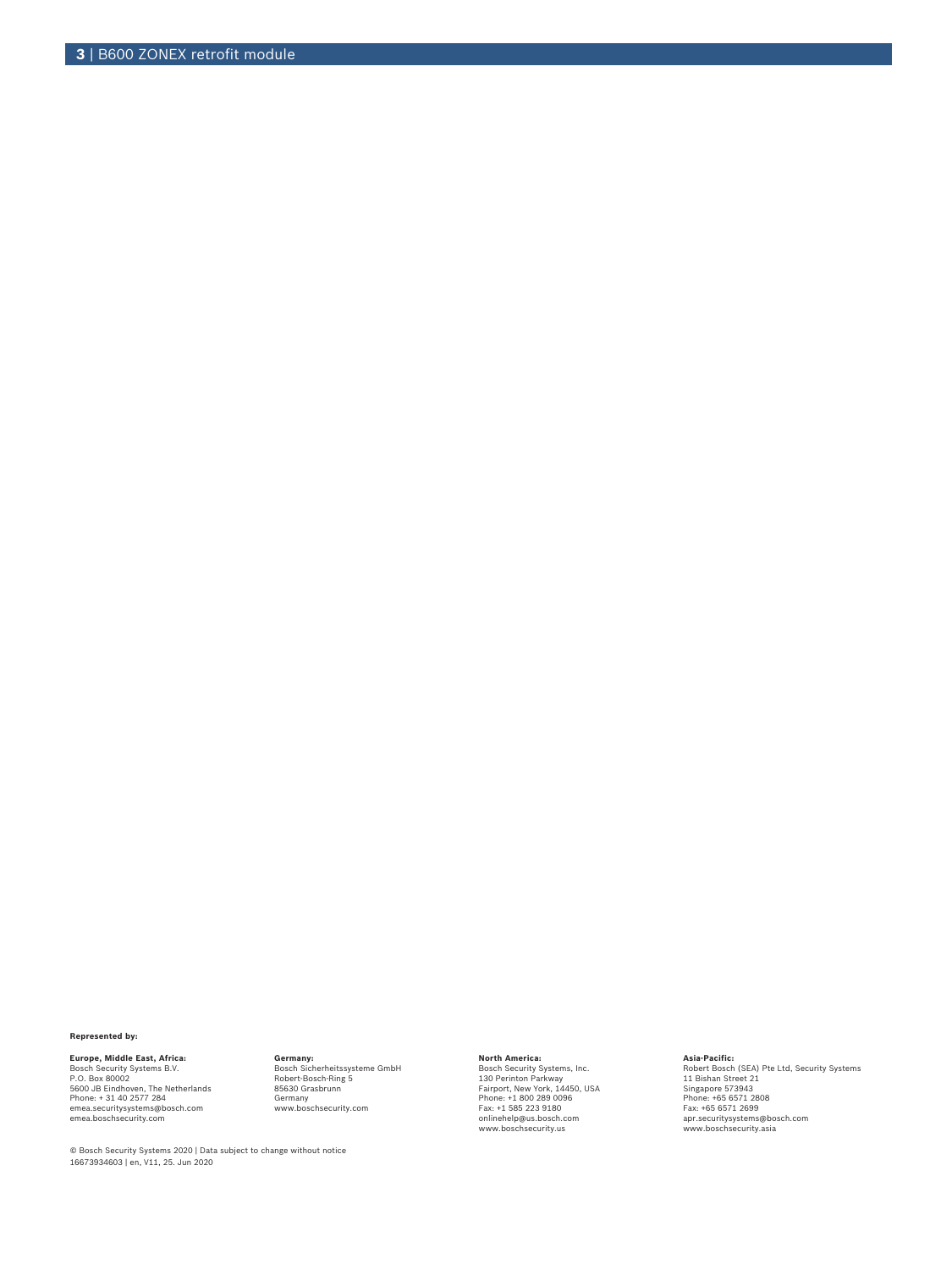**Represented by:**

**Europe, Middle East, Africa:**
Bosch Security Systems B.V.
P.O. Box 80002
5600 JB Eindhoven, The Netherlands
Phone: + 31 40 2577 284
emea.securitysystems@bosch.com
emea.boschsecurity.com

**Germany:**
Bosch Sicherheitssysteme GmbH
Robert-Bosch-Ring 5
85630 Grasbrunn
Germany
www.boschsecurity.com

**North America:**
Bosch Security Systems, Inc.
130 Perinton Parkway
Fairport, New York, 14450, USA
Phone: +1 800 289 0096
Fax: +1 585 223 9180
onlinehelp@us.bosch.com
www.boschsecurity.us

**Asia-Pacific:**
Robert Bosch (SEA) Pte Ltd, Security Systems
11 Bishan Street 21
Singapore 573943
Phone: +65 6571 2808
Fax: +65 6571 2699
apr.securitysystems@bosch.com
www.boschsecurity.asia

© Bosch Security Systems 2020 | Data subject to change without notice
16673934603 | en, V11, 25. Jun 2020